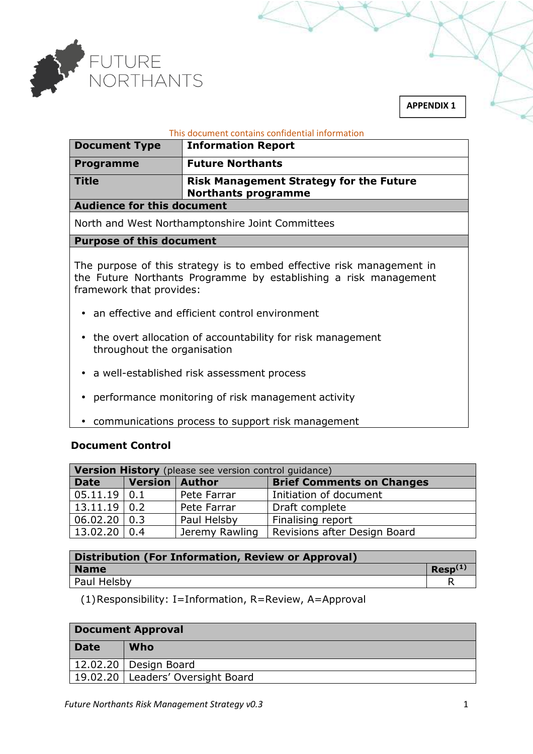FUTURE NORTHANTS

**APPENDIX 1**

This document contains confidential information

| **Document Type** | **Information Report** |
|---|---|
| **Programme** | **Future Northants** |
| **Title** | **Risk Management Strategy for the Future Northants programme** |

**Audience for this document**

North and West Northamptonshire Joint Committees

**Purpose of this document**

The purpose of this strategy is to embed effective risk management in the Future Northants Programme by establishing a risk management framework that provides:

- an effective and efficient control environment
- the overt allocation of accountability for risk management throughout the organisation
- a well-established risk assessment process
- performance monitoring of risk management activity
- communications process to support risk management

**Document Control**

| **Version History** (please see version control guidance) | | | |
|---|---|---|---|
| **Date** | **Version** | **Author** | **Brief Comments on Changes** |
| 05.11.19 | 0.1 | Pete Farrar | Initiation of document |
| 13.11.19 | 0.2 | Pete Farrar | Draft complete |
| 06.02.20 | 0.3 | Paul Helsby | Finalising report |
| 13.02.20 | 0.4 | Jeremy Rawling | Revisions after Design Board |

| **Distribution (For Information, Review or Approval)** | |
|---|---|
| **Name** | **Resp(1)** |
| Paul Helsby | R |

(1) Responsibility: I=Information, R=Review, A=Approval

| **Document Approval** | |
|---|---|
| **Date** | **Who** |
| 12.02.20 | Design Board |
| 19.02.20 | Leaders' Oversight Board |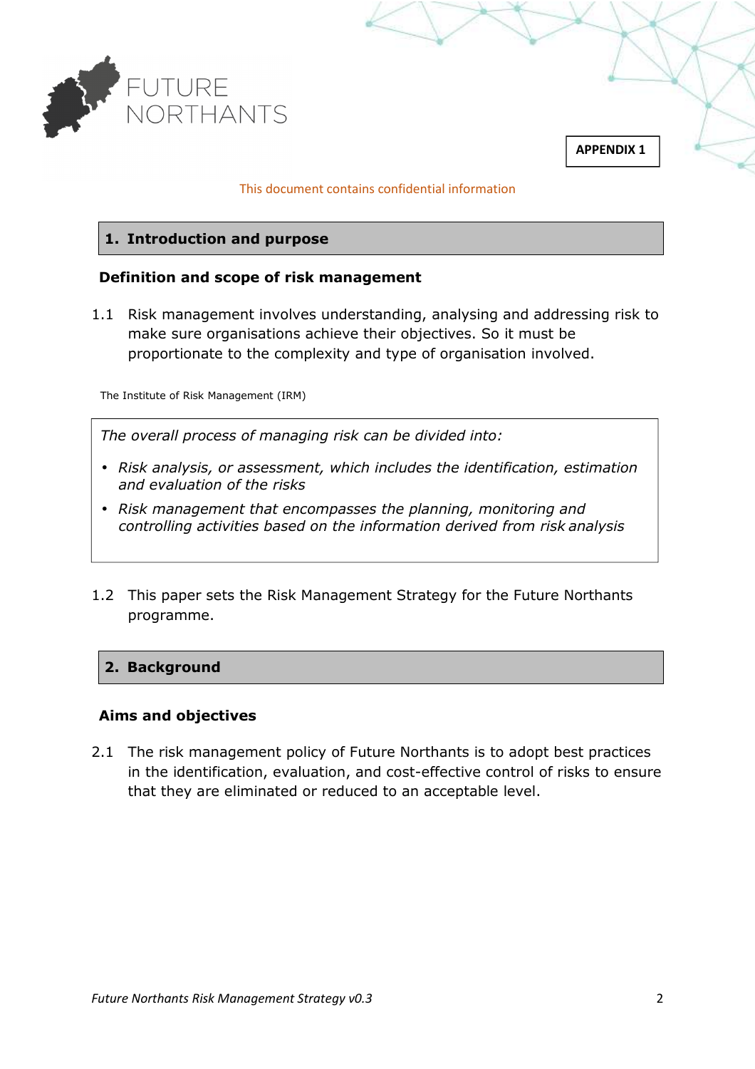APPENDIX 1

This document contains confidential information

## 1. Introduction and purpose

### Definition and scope of risk management

1.1 Risk management involves understanding, analysing and addressing risk to make sure organisations achieve their objectives. So it must be proportionate to the complexity and type of organisation involved.

The Institute of Risk Management (IRM)

> *The overall process of managing risk can be divided into:*
>
> - *Risk analysis, or assessment, which includes the identification, estimation and evaluation of the risks*
> - *Risk management that encompasses the planning, monitoring and controlling activities based on the information derived from risk analysis*

1.2 This paper sets the Risk Management Strategy for the Future Northants programme.

## 2. Background

### Aims and objectives

2.1 The risk management policy of Future Northants is to adopt best practices in the identification, evaluation, and cost-effective control of risks to ensure that they are eliminated or reduced to an acceptable level.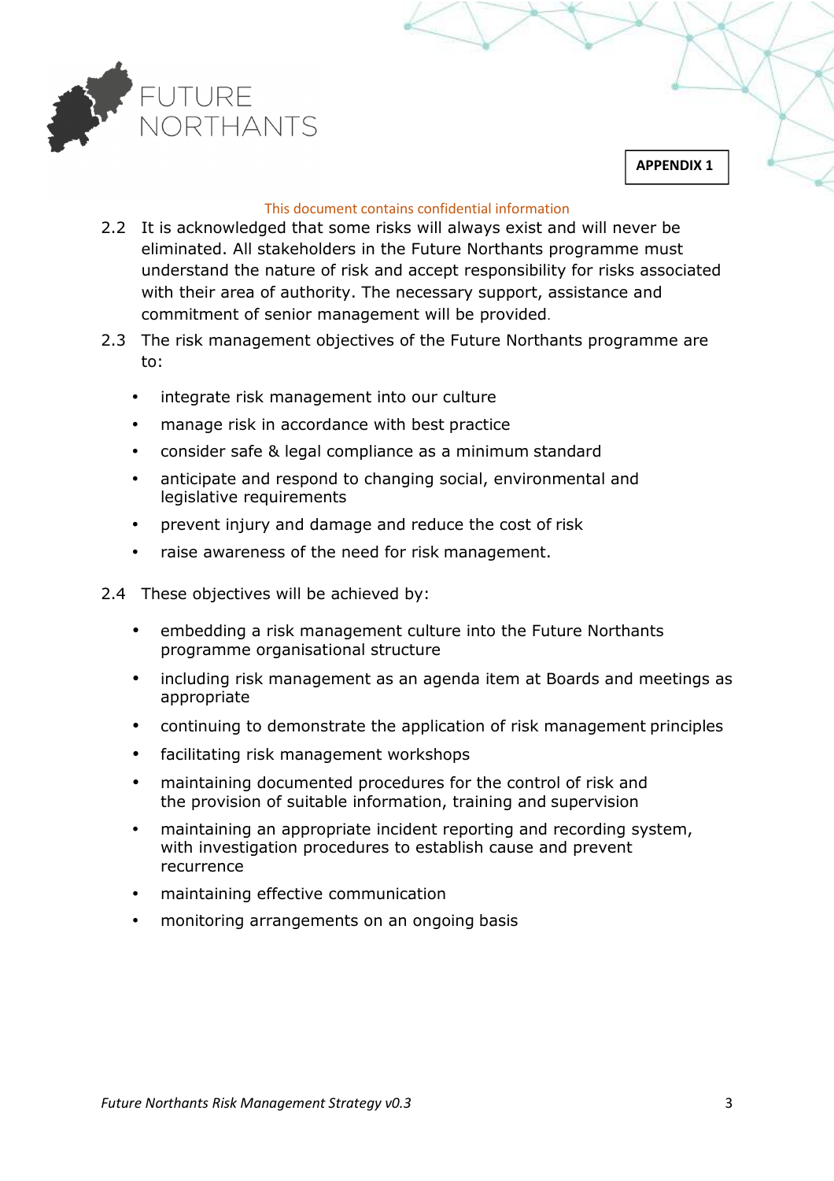**APPENDIX 1**

This document contains confidential information

2.2 It is acknowledged that some risks will always exist and will never be eliminated. All stakeholders in the Future Northants programme must understand the nature of risk and accept responsibility for risks associated with their area of authority. The necessary support, assistance and commitment of senior management will be provided.

2.3 The risk management objectives of the Future Northants programme are to:

- integrate risk management into our culture
- manage risk in accordance with best practice
- consider safe & legal compliance as a minimum standard
- anticipate and respond to changing social, environmental and legislative requirements
- prevent injury and damage and reduce the cost of risk
- raise awareness of the need for risk management.

2.4 These objectives will be achieved by:

- embedding a risk management culture into the Future Northants programme organisational structure
- including risk management as an agenda item at Boards and meetings as appropriate
- continuing to demonstrate the application of risk management principles
- facilitating risk management workshops
- maintaining documented procedures for the control of risk and the provision of suitable information, training and supervision
- maintaining an appropriate incident reporting and recording system, with investigation procedures to establish cause and prevent recurrence
- maintaining effective communication
- monitoring arrangements on an ongoing basis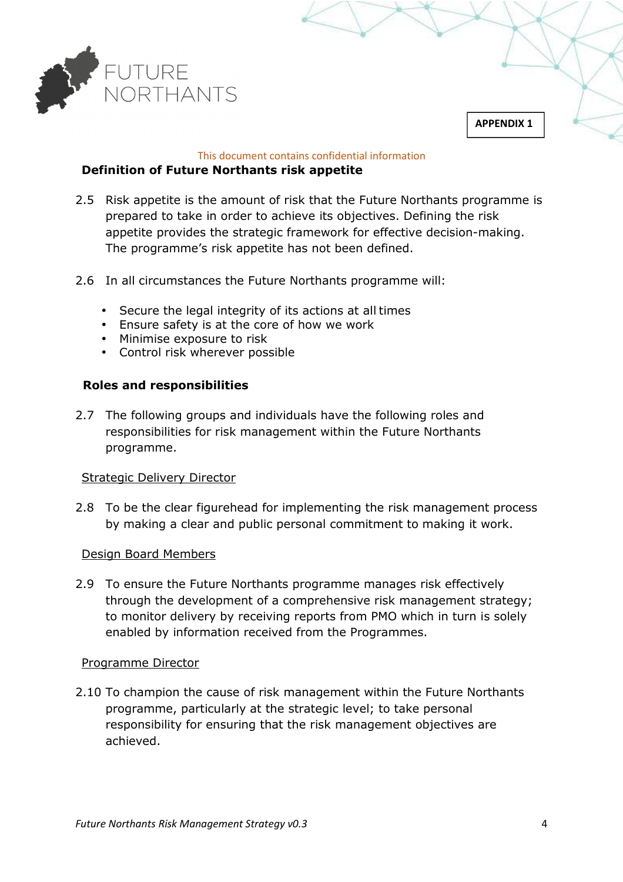APPENDIX 1

This document contains confidential information

### Definition of Future Northants risk appetite

2.5 Risk appetite is the amount of risk that the Future Northants programme is prepared to take in order to achieve its objectives. Defining the risk appetite provides the strategic framework for effective decision-making. The programme's risk appetite has not been defined.

2.6 In all circumstances the Future Northants programme will:

- Secure the legal integrity of its actions at all times
- Ensure safety is at the core of how we work
- Minimise exposure to risk
- Control risk wherever possible

### Roles and responsibilities

2.7 The following groups and individuals have the following roles and responsibilities for risk management within the Future Northants programme.

Strategic Delivery Director

2.8 To be the clear figurehead for implementing the risk management process by making a clear and public personal commitment to making it work.

Design Board Members

2.9 To ensure the Future Northants programme manages risk effectively through the development of a comprehensive risk management strategy; to monitor delivery by receiving reports from PMO which in turn is solely enabled by information received from the Programmes.

Programme Director

2.10 To champion the cause of risk management within the Future Northants programme, particularly at the strategic level; to take personal responsibility for ensuring that the risk management objectives are achieved.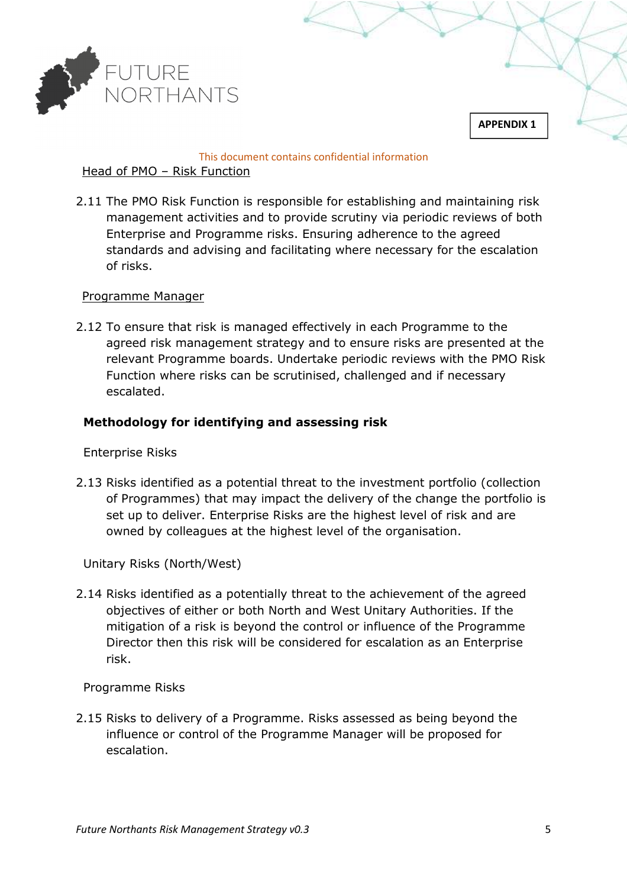APPENDIX 1

This document contains confidential information

Head of PMO – Risk Function

2.11 The PMO Risk Function is responsible for establishing and maintaining risk management activities and to provide scrutiny via periodic reviews of both Enterprise and Programme risks. Ensuring adherence to the agreed standards and advising and facilitating where necessary for the escalation of risks.

Programme Manager

2.12 To ensure that risk is managed effectively in each Programme to the agreed risk management strategy and to ensure risks are presented at the relevant Programme boards. Undertake periodic reviews with the PMO Risk Function where risks can be scrutinised, challenged and if necessary escalated.

**Methodology for identifying and assessing risk**

Enterprise Risks

2.13 Risks identified as a potential threat to the investment portfolio (collection of Programmes) that may impact the delivery of the change the portfolio is set up to deliver. Enterprise Risks are the highest level of risk and are owned by colleagues at the highest level of the organisation.

Unitary Risks (North/West)

2.14 Risks identified as a potentially threat to the achievement of the agreed objectives of either or both North and West Unitary Authorities. If the mitigation of a risk is beyond the control or influence of the Programme Director then this risk will be considered for escalation as an Enterprise risk.

Programme Risks

2.15 Risks to delivery of a Programme. Risks assessed as being beyond the influence or control of the Programme Manager will be proposed for escalation.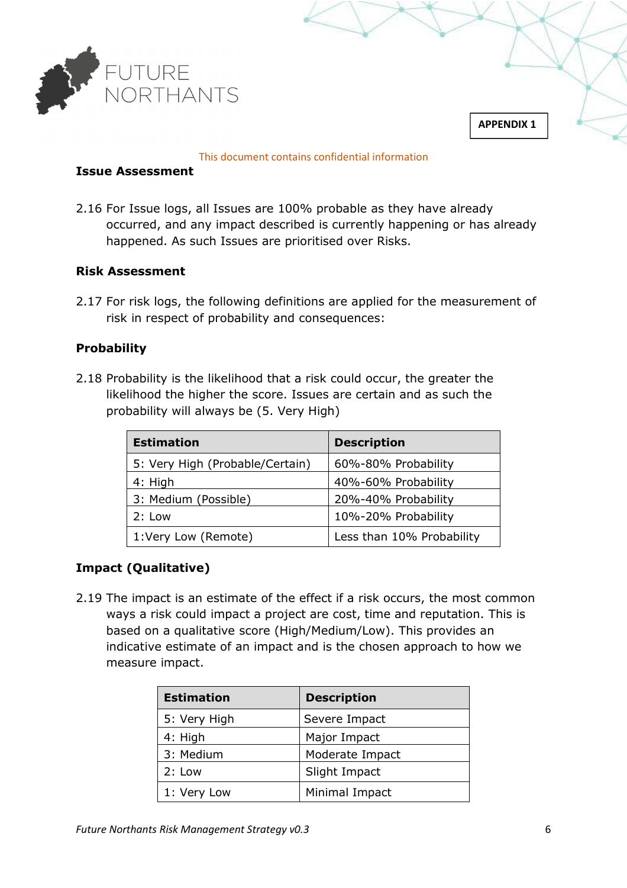APPENDIX 1

This document contains confidential information

**Issue Assessment**

2.16 For Issue logs, all Issues are 100% probable as they have already occurred, and any impact described is currently happening or has already happened. As such Issues are prioritised over Risks.

**Risk Assessment**

2.17 For risk logs, the following definitions are applied for the measurement of risk in respect of probability and consequences:

**Probability**

2.18 Probability is the likelihood that a risk could occur, the greater the likelihood the higher the score. Issues are certain and as such the probability will always be (5. Very High)

| Estimation | Description |
|---|---|
| 5: Very High (Probable/Certain) | 60%-80% Probability |
| 4: High | 40%-60% Probability |
| 3: Medium (Possible) | 20%-40% Probability |
| 2: Low | 10%-20% Probability |
| 1:Very Low (Remote) | Less than 10% Probability |

**Impact (Qualitative)**

2.19 The impact is an estimate of the effect if a risk occurs, the most common ways a risk could impact a project are cost, time and reputation. This is based on a qualitative score (High/Medium/Low). This provides an indicative estimate of an impact and is the chosen approach to how we measure impact.

| Estimation | Description |
|---|---|
| 5: Very High | Severe Impact |
| 4: High | Major Impact |
| 3: Medium | Moderate Impact |
| 2: Low | Slight Impact |
| 1: Very Low | Minimal Impact |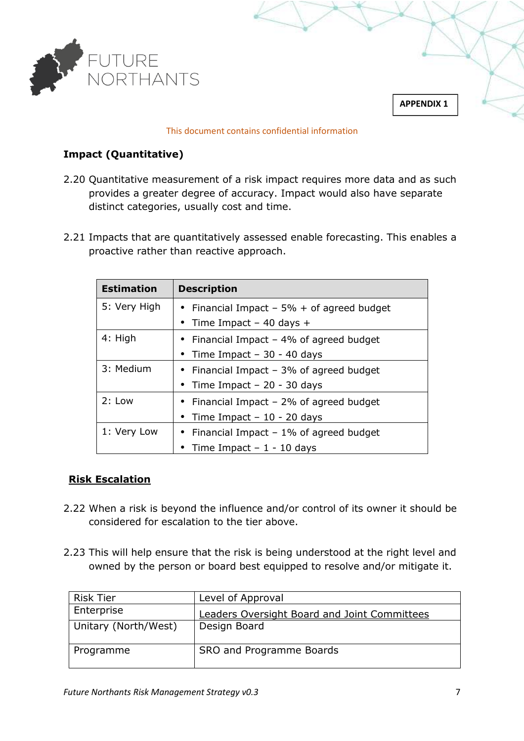APPENDIX 1

This document contains confidential information

**Impact (Quantitative)**

2.20 Quantitative measurement of a risk impact requires more data and as such provides a greater degree of accuracy. Impact would also have separate distinct categories, usually cost and time.

2.21 Impacts that are quantitatively assessed enable forecasting. This enables a proactive rather than reactive approach.

| Estimation | Description |
|---|---|
| 5: Very High | • Financial Impact – 5% + of agreed budget<br>• Time Impact – 40 days + |
| 4: High | • Financial Impact – 4% of agreed budget<br>• Time Impact – 30 - 40 days |
| 3: Medium | • Financial Impact – 3% of agreed budget<br>• Time Impact – 20 - 30 days |
| 2: Low | • Financial Impact – 2% of agreed budget<br>• Time Impact – 10 - 20 days |
| 1: Very Low | • Financial Impact – 1% of agreed budget<br>• Time Impact – 1 - 10 days |

**Risk Escalation**

2.22 When a risk is beyond the influence and/or control of its owner it should be considered for escalation to the tier above.

2.23 This will help ensure that the risk is being understood at the right level and owned by the person or board best equipped to resolve and/or mitigate it.

| Risk Tier | Level of Approval |
|---|---|
| Enterprise | Leaders Oversight Board and Joint Committees |
| Unitary (North/West) | Design Board |
| Programme | SRO and Programme Boards |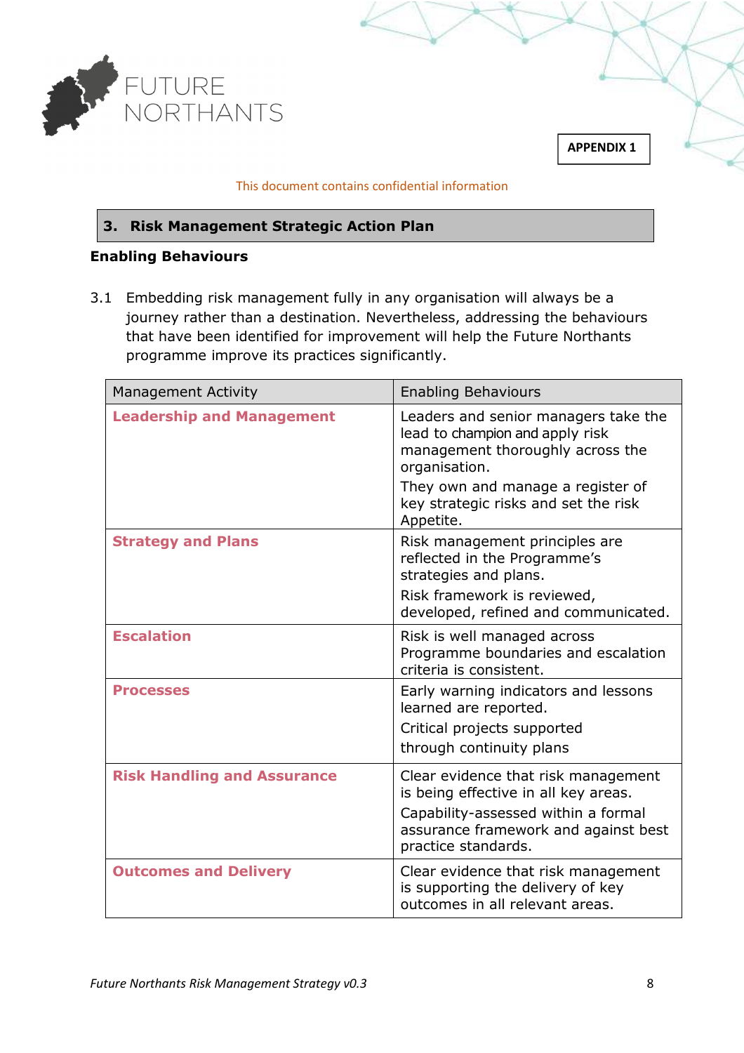FUTURE NORTHANTS

**APPENDIX 1**

This document contains confidential information

## 3. Risk Management Strategic Action Plan

### Enabling Behaviours

3.1 Embedding risk management fully in any organisation will always be a journey rather than a destination. Nevertheless, addressing the behaviours that have been identified for improvement will help the Future Northants programme improve its practices significantly.

| Management Activity | Enabling Behaviours |
|---|---|
| **Leadership and Management** | Leaders and senior managers take the lead to champion and apply risk management thoroughly across the organisation.<br>They own and manage a register of key strategic risks and set the risk Appetite. |
| **Strategy and Plans** | Risk management principles are reflected in the Programme's strategies and plans.<br>Risk framework is reviewed, developed, refined and communicated. |
| **Escalation** | Risk is well managed across Programme boundaries and escalation criteria is consistent. |
| **Processes** | Early warning indicators and lessons learned are reported.<br>Critical projects supported through continuity plans |
| **Risk Handling and Assurance** | Clear evidence that risk management is being effective in all key areas.<br>Capability-assessed within a formal assurance framework and against best practice standards. |
| **Outcomes and Delivery** | Clear evidence that risk management is supporting the delivery of key outcomes in all relevant areas. |